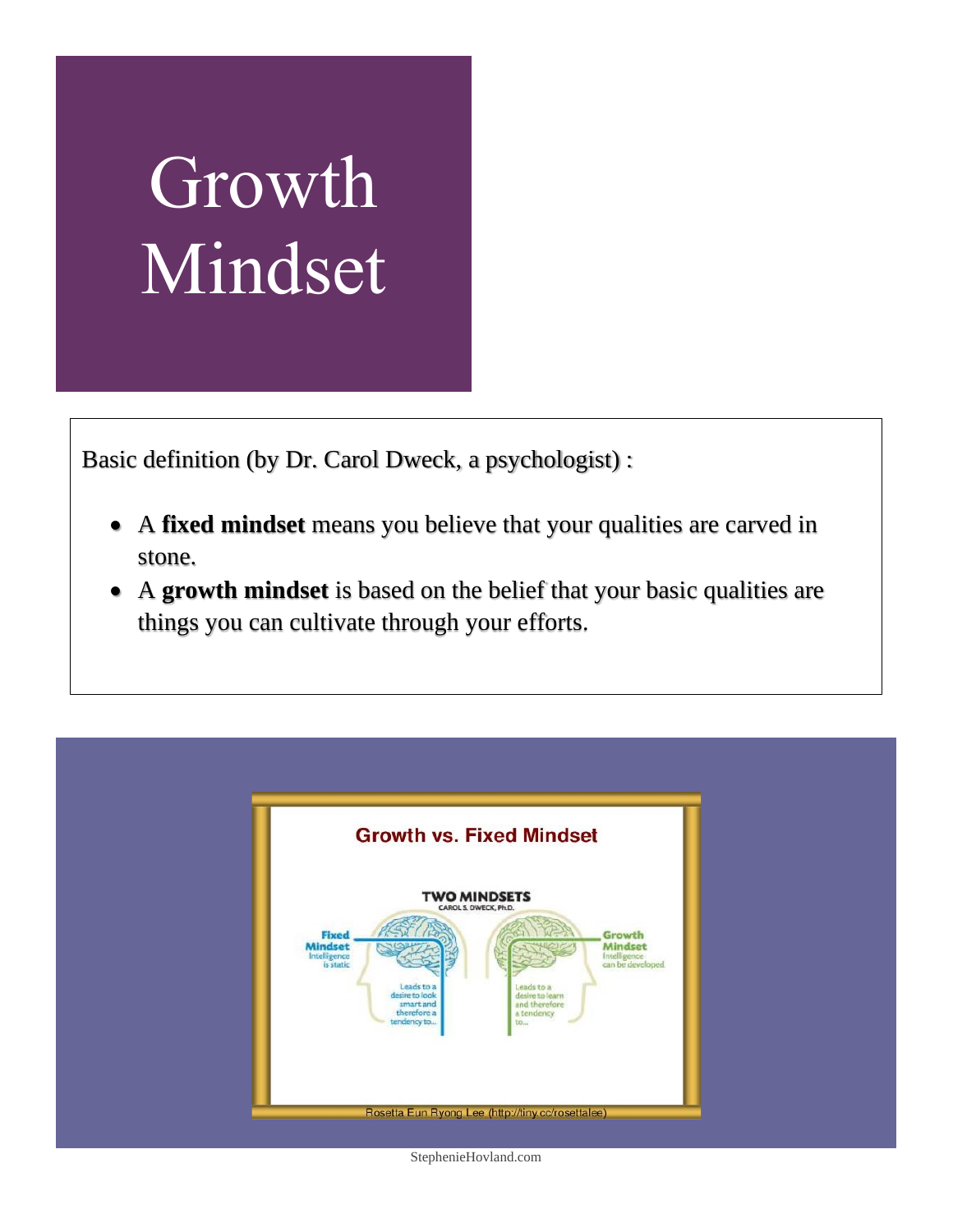# Growth Mindset

Basic definition (by Dr. Carol Dweck, a psychologist) :

- A **fixed mindset** means you believe that your qualities are carved in stone.
- A **growth mindset** is based on the belief that your basic qualities are things you can cultivate through your efforts.

**Growth vs. Fixed Mindset**

TWO MINDSETS
CAROL S. DWECK, Ph.D.

Fixed Mindset
Intelligence is static

Leads to a desire to look smart and therefore a tendency to...

Growth Mindset
Intelligence can be developed

Leads to a desire to learn and therefore a tendency to...

Rosetta Eun Ryong Lee (http://tiny.cc/rosettalee)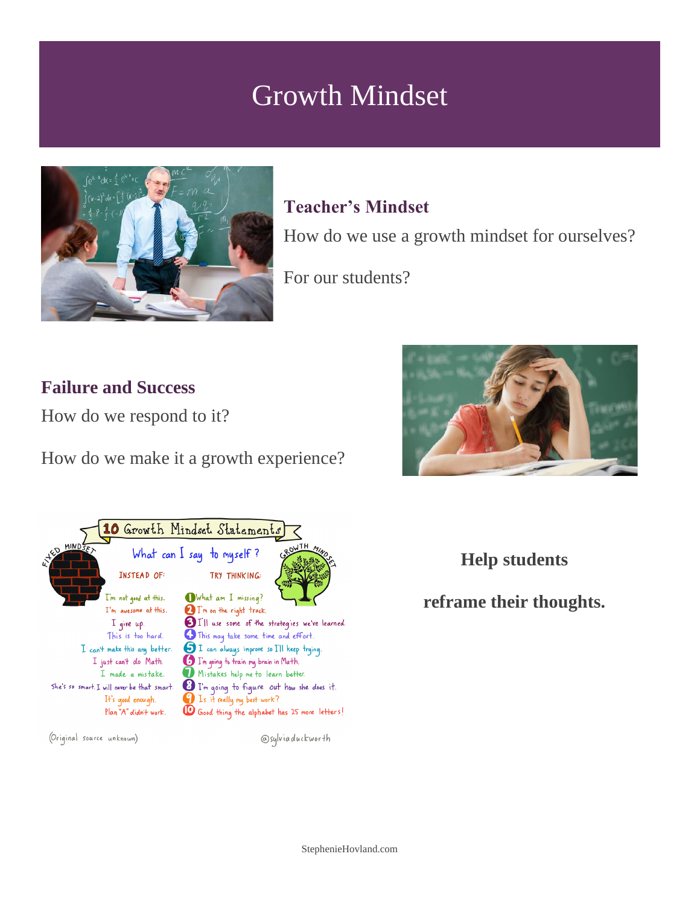# Growth Mindset

### Teacher's Mindset

How do we use a growth mindset for ourselves?

For our students?

### Failure and Success

How do we respond to it?

How do we make it a growth experience?

**Help students**

**reframe their thoughts.**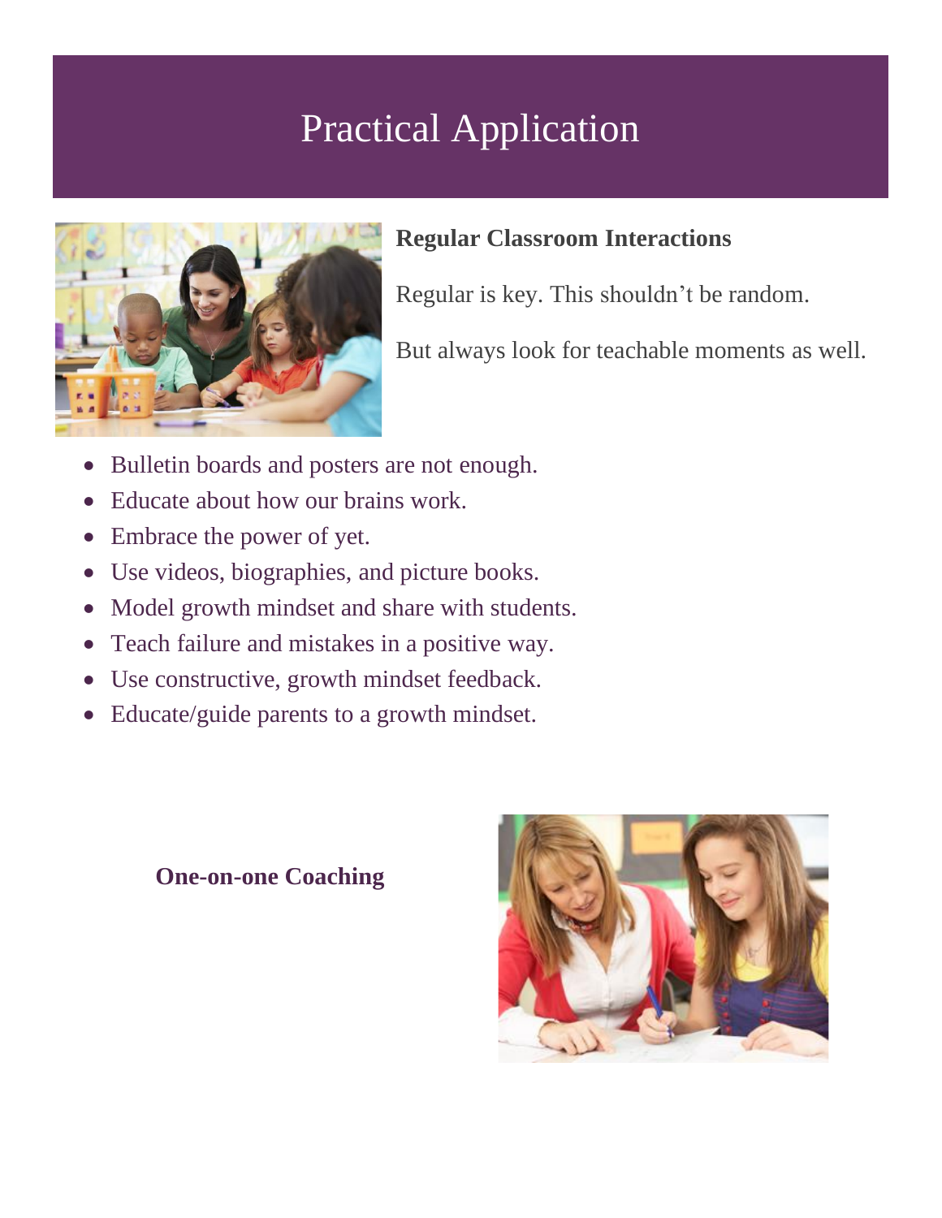# Practical Application

**Regular Classroom Interactions**

Regular is key. This shouldn't be random.

But always look for teachable moments as well.

- Bulletin boards and posters are not enough.
- Educate about how our brains work.
- Embrace the power of yet.
- Use videos, biographies, and picture books.
- Model growth mindset and share with students.
- Teach failure and mistakes in a positive way.
- Use constructive, growth mindset feedback.
- Educate/guide parents to a growth mindset.

**One-on-one Coaching**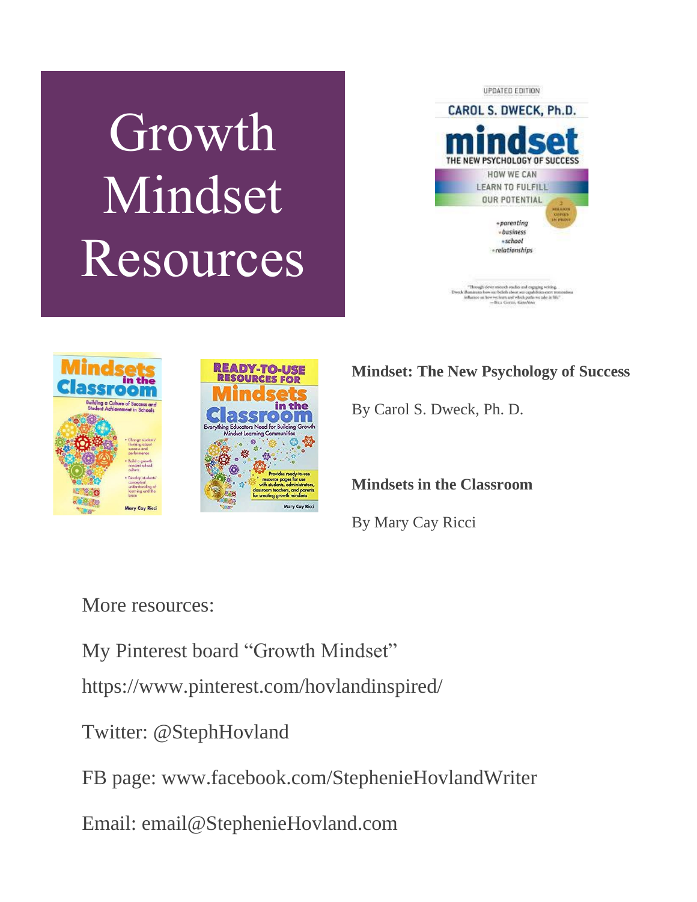# Growth Mindset Resources

**Mindset: The New Psychology of Success**

By Carol S. Dweck, Ph. D.

**Mindsets in the Classroom**

By Mary Cay Ricci

More resources:

My Pinterest board "Growth Mindset"

https://www.pinterest.com/hovlandinspired/

Twitter: @StephHovland

FB page: www.facebook.com/StephenieHovlandWriter

Email: email@StephenieHovland.com